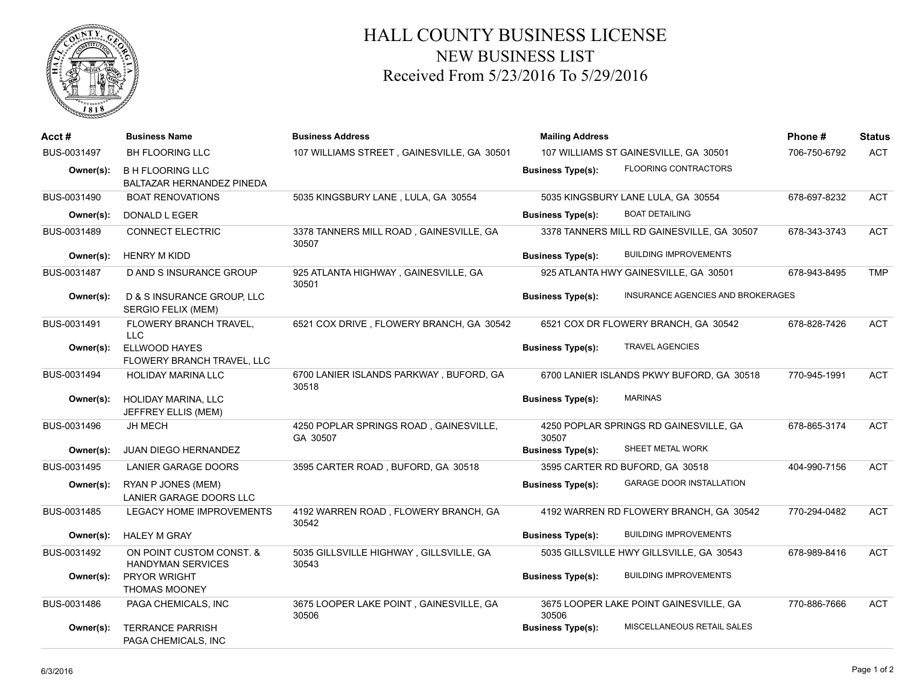# HALL COUNTY BUSINESS LICENSE
## NEW BUSINESS LIST
## Received From 5/23/2016 To 5/29/2016

| Acct # | Business Name | Business Address | Mailing Address | Phone # | Status |
|---|---|---|---|---|---|
| BUS-0031497 | BH FLOORING LLC | 107 WILLIAMS STREET , GAINESVILLE, GA 30501 | 107 WILLIAMS ST GAINESVILLE, GA 30501 | 706-750-6792 | ACT |
| Owner(s): | B H FLOORING LLC<br>BALTAZAR HERNANDEZ PINEDA | | **Business Type(s):** FLOORING CONTRACTORS | | |
| BUS-0031490 | BOAT RENOVATIONS | 5035 KINGSBURY LANE , LULA, GA 30554 | 5035 KINGSBURY LANE LULA, GA 30554 | 678-697-8232 | ACT |
| Owner(s): | DONALD L EGER | | **Business Type(s):** BOAT DETAILING | | |
| BUS-0031489 | CONNECT ELECTRIC | 3378 TANNERS MILL ROAD , GAINESVILLE, GA 30507 | 3378 TANNERS MILL RD GAINESVILLE, GA 30507 | 678-343-3743 | ACT |
| Owner(s): | HENRY M KIDD | | **Business Type(s):** BUILDING IMPROVEMENTS | | |
| BUS-0031487 | D AND S INSURANCE GROUP | 925 ATLANTA HIGHWAY , GAINESVILLE, GA 30501 | 925 ATLANTA HWY GAINESVILLE, GA 30501 | 678-943-8495 | TMP |
| Owner(s): | D & S INSURANCE GROUP, LLC<br>SERGIO FELIX (MEM) | | **Business Type(s):** INSURANCE AGENCIES AND BROKERAGES | | |
| BUS-0031491 | FLOWERY BRANCH TRAVEL, LLC | 6521 COX DRIVE , FLOWERY BRANCH, GA 30542 | 6521 COX DR FLOWERY BRANCH, GA 30542 | 678-828-7426 | ACT |
| Owner(s): | ELLWOOD HAYES<br>FLOWERY BRANCH TRAVEL, LLC | | **Business Type(s):** TRAVEL AGENCIES | | |
| BUS-0031494 | HOLIDAY MARINA LLC | 6700 LANIER ISLANDS PARKWAY , BUFORD, GA 30518 | 6700 LANIER ISLANDS PKWY BUFORD, GA 30518 | 770-945-1991 | ACT |
| Owner(s): | HOLIDAY MARINA, LLC<br>JEFFREY ELLIS (MEM) | | **Business Type(s):** MARINAS | | |
| BUS-0031496 | JH MECH | 4250 POPLAR SPRINGS ROAD , GAINESVILLE, GA 30507 | 4250 POPLAR SPRINGS RD GAINESVILLE, GA 30507 | 678-865-3174 | ACT |
| Owner(s): | JUAN DIEGO HERNANDEZ | | **Business Type(s):** SHEET METAL WORK | | |
| BUS-0031495 | LANIER GARAGE DOORS | 3595 CARTER ROAD , BUFORD, GA 30518 | 3595 CARTER RD BUFORD, GA 30518 | 404-990-7156 | ACT |
| Owner(s): | RYAN P JONES (MEM)<br>LANIER GARAGE DOORS LLC | | **Business Type(s):** GARAGE DOOR INSTALLATION | | |
| BUS-0031485 | LEGACY HOME IMPROVEMENTS | 4192 WARREN ROAD , FLOWERY BRANCH, GA 30542 | 4192 WARREN RD FLOWERY BRANCH, GA 30542 | 770-294-0482 | ACT |
| Owner(s): | HALEY M GRAY | | **Business Type(s):** BUILDING IMPROVEMENTS | | |
| BUS-0031492 | ON POINT CUSTOM CONST. & HANDYMAN SERVICES | 5035 GILLSVILLE HIGHWAY , GILLSVILLE, GA 30543 | 5035 GILLSVILLE HWY GILLSVILLE, GA 30543 | 678-989-8416 | ACT |
| Owner(s): | PRYOR WRIGHT<br>THOMAS MOONEY | | **Business Type(s):** BUILDING IMPROVEMENTS | | |
| BUS-0031486 | PAGA CHEMICALS, INC | 3675 LOOPER LAKE POINT , GAINESVILLE, GA 30506 | 3675 LOOPER LAKE POINT GAINESVILLE, GA 30506 | 770-886-7666 | ACT |
| Owner(s): | TERRANCE PARRISH<br>PAGA CHEMICALS, INC | | **Business Type(s):** MISCELLANEOUS RETAIL SALES | | |

6/3/2016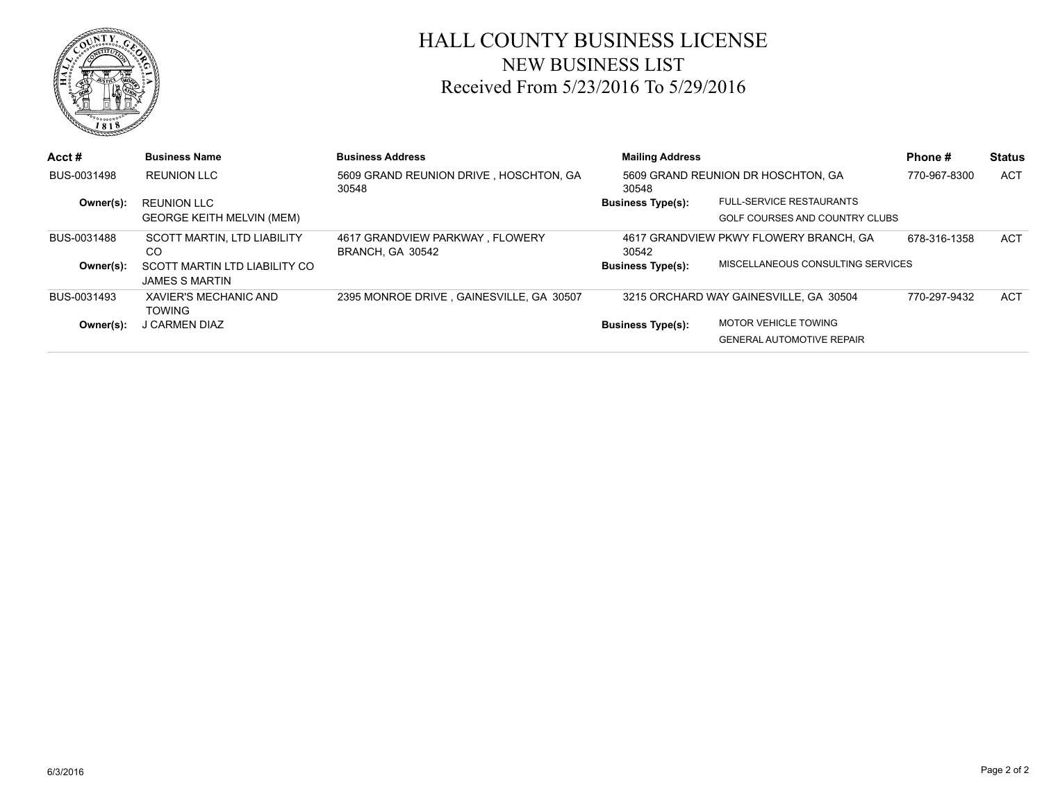# HALL COUNTY BUSINESS LICENSE

## NEW BUSINESS LIST

## Received From 5/23/2016 To 5/29/2016

| Acct # | Business Name | Business Address | Mailing Address | | Phone # | Status |
|---|---|---|---|---|---|---|
| BUS-0031498 | REUNION LLC | 5609 GRAND REUNION DRIVE , HOSCHTON, GA 30548 | 5609 GRAND REUNION DR HOSCHTON, GA 30548 | | 770-967-8300 | ACT |
| **Owner(s):** | REUNION LLC<br>GEORGE KEITH MELVIN (MEM) | | **Business Type(s):** | FULL-SERVICE RESTAURANTS<br>GOLF COURSES AND COUNTRY CLUBS | | |
| BUS-0031488 | SCOTT MARTIN, LTD LIABILITY CO | 4617 GRANDVIEW PARKWAY , FLOWERY BRANCH, GA 30542 | 4617 GRANDVIEW PKWY FLOWERY BRANCH, GA 30542 | | 678-316-1358 | ACT |
| **Owner(s):** | SCOTT MARTIN LTD LIABILITY CO<br>JAMES S MARTIN | | **Business Type(s):** | MISCELLANEOUS CONSULTING SERVICES | | |
| BUS-0031493 | XAVIER'S MECHANIC AND TOWING | 2395 MONROE DRIVE , GAINESVILLE, GA 30507 | 3215 ORCHARD WAY GAINESVILLE, GA 30504 | | 770-297-9432 | ACT |
| **Owner(s):** | J CARMEN DIAZ | | **Business Type(s):** | MOTOR VEHICLE TOWING<br>GENERAL AUTOMOTIVE REPAIR | | |

6/3/2016